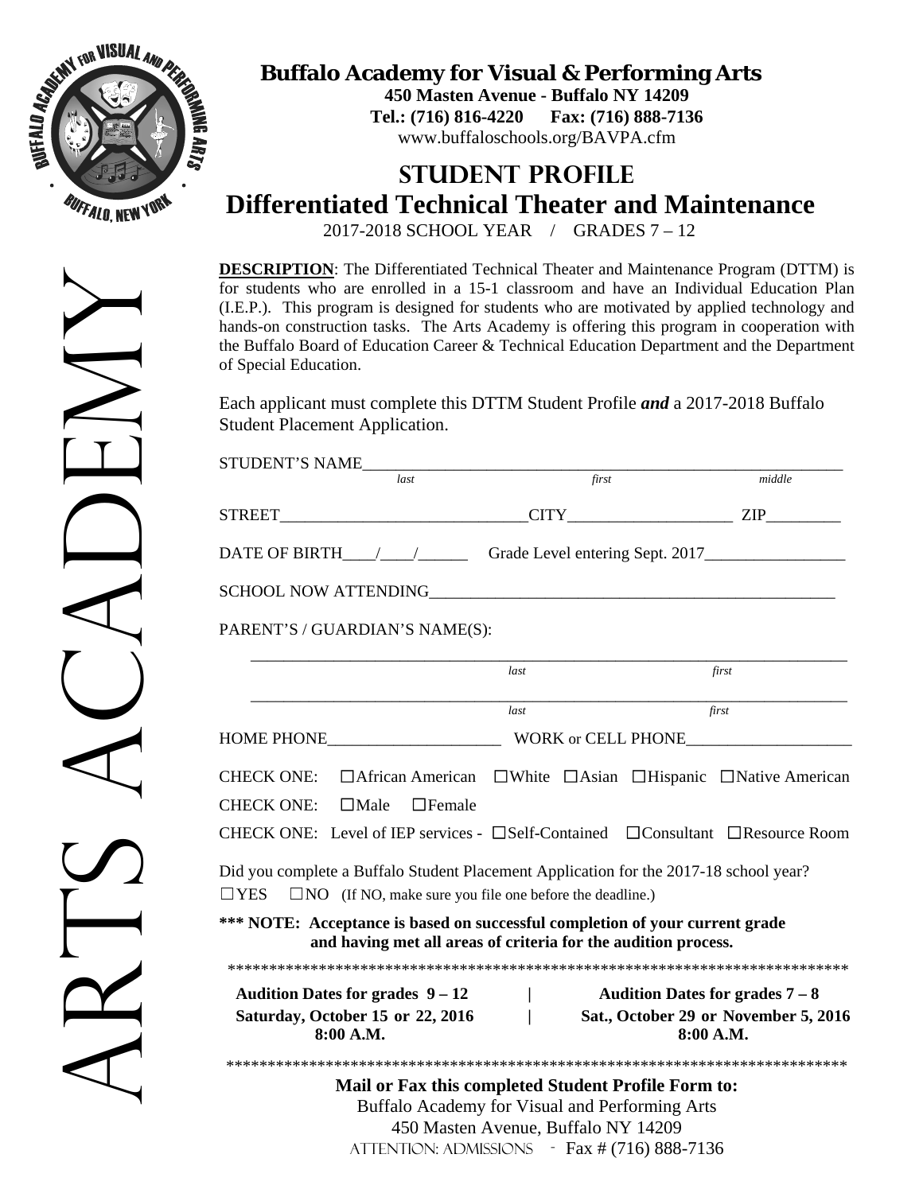# Buffalo Academy for Visual & Performing Arts

**450 Masten Avenue - Buffalo NY 14209**
**Tel.: (716) 816-4220 Fax: (716) 888-7136**
www.buffaloschools.org/BAVPA.cfm

ARTS ACADEMY

## STUDENT PROFILE
## Differentiated Technical Theater and Maintenance

2017-2018 SCHOOL YEAR / GRADES 7 – 12

**DESCRIPTION**: The Differentiated Technical Theater and Maintenance Program (DTTM) is for students who are enrolled in a 15-1 classroom and have an Individual Education Plan (I.E.P.). This program is designed for students who are motivated by applied technology and hands-on construction tasks. The Arts Academy is offering this program in cooperation with the Buffalo Board of Education Career & Technical Education Department and the Department of Special Education.

Each applicant must complete this DTTM Student Profile ***and*** a 2017-2018 Buffalo Student Placement Application.

STUDENT'S NAME_______________________________________________
*last* *first* *middle*

STREET_______________________CITY_______________ ZIP_________

DATE OF BIRTH____/____/______ Grade Level entering Sept. 2017_________________

SCHOOL NOW ATTENDING_________________________________________

PARENT'S / GUARDIAN'S NAME(S):

_______________________________________________________
*last* *first*

_______________________________________________________
*last* *first*

HOME PHONE_____________________ WORK or CELL PHONE____________________

CHECK ONE: ☐African American ☐White ☐Asian ☐Hispanic ☐Native American

CHECK ONE: ☐Male ☐Female

CHECK ONE: Level of IEP services - ☐Self-Contained ☐Consultant ☐Resource Room

Did you complete a Buffalo Student Placement Application for the 2017-18 school year?

☐YES ☐NO (If NO, make sure you file one before the deadline.)

**\*\*\* NOTE: Acceptance is based on successful completion of your current grade and having met all areas of criteria for the audition process.**

******************************************************************************

| **Audition Dates for grades 9 – 12** | **Audition Dates for grades 7 – 8** |
|---|---|
| **Saturday, October 15 or 22, 2016** | **Sat., October 29 or November 5, 2016** |
| **8:00 A.M.** | **8:00 A.M.** |

******************************************************************************

**Mail or Fax this completed Student Profile Form to:**
Buffalo Academy for Visual and Performing Arts
450 Masten Avenue, Buffalo NY 14209
ATTENTION: ADMISSIONS - Fax # (716) 888-7136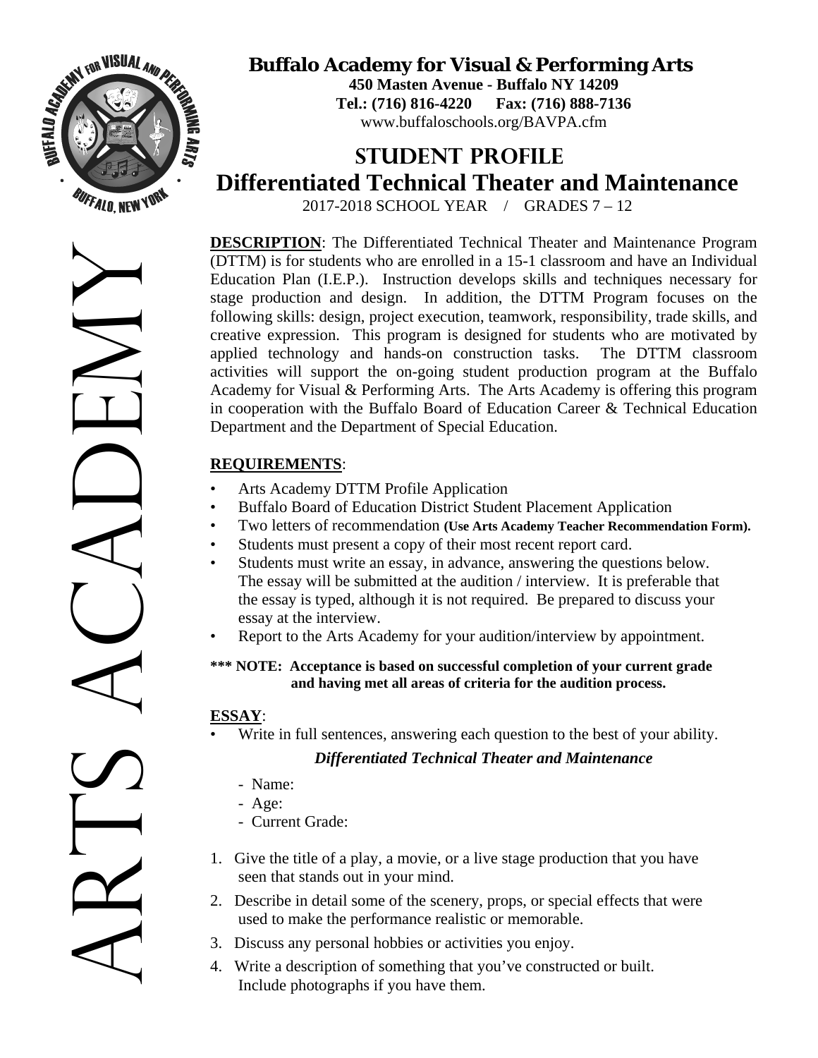# Buffalo Academy for Visual & Performing Arts

**450 Masten Avenue - Buffalo NY 14209**
**Tel.: (716) 816-4220 Fax: (716) 888-7136**
www.buffaloschools.org/BAVPA.cfm

## STUDENT PROFILE
## Differentiated Technical Theater and Maintenance

2017-2018 SCHOOL YEAR / GRADES 7 – 12

**DESCRIPTION**: The Differentiated Technical Theater and Maintenance Program (DTTM) is for students who are enrolled in a 15-1 classroom and have an Individual Education Plan (I.E.P.). Instruction develops skills and techniques necessary for stage production and design. In addition, the DTTM Program focuses on the following skills: design, project execution, teamwork, responsibility, trade skills, and creative expression. This program is designed for students who are motivated by applied technology and hands-on construction tasks. The DTTM classroom activities will support the on-going student production program at the Buffalo Academy for Visual & Performing Arts. The Arts Academy is offering this program in cooperation with the Buffalo Board of Education Career & Technical Education Department and the Department of Special Education.

**REQUIREMENTS**:

- Arts Academy DTTM Profile Application
- Buffalo Board of Education District Student Placement Application
- Two letters of recommendation **(Use Arts Academy Teacher Recommendation Form).**
- Students must present a copy of their most recent report card.
- Students must write an essay, in advance, answering the questions below. The essay will be submitted at the audition / interview. It is preferable that the essay is typed, although it is not required. Be prepared to discuss your essay at the interview.
- Report to the Arts Academy for your audition/interview by appointment.

**\*\*\* NOTE: Acceptance is based on successful completion of your current grade and having met all areas of criteria for the audition process.**

**ESSAY**:

- Write in full sentences, answering each question to the best of your ability.

***Differentiated Technical Theater and Maintenance***

- Name:
- Age:
- Current Grade:

1. Give the title of a play, a movie, or a live stage production that you have seen that stands out in your mind.
2. Describe in detail some of the scenery, props, or special effects that were used to make the performance realistic or memorable.
3. Discuss any personal hobbies or activities you enjoy.
4. Write a description of something that you've constructed or built. Include photographs if you have them.